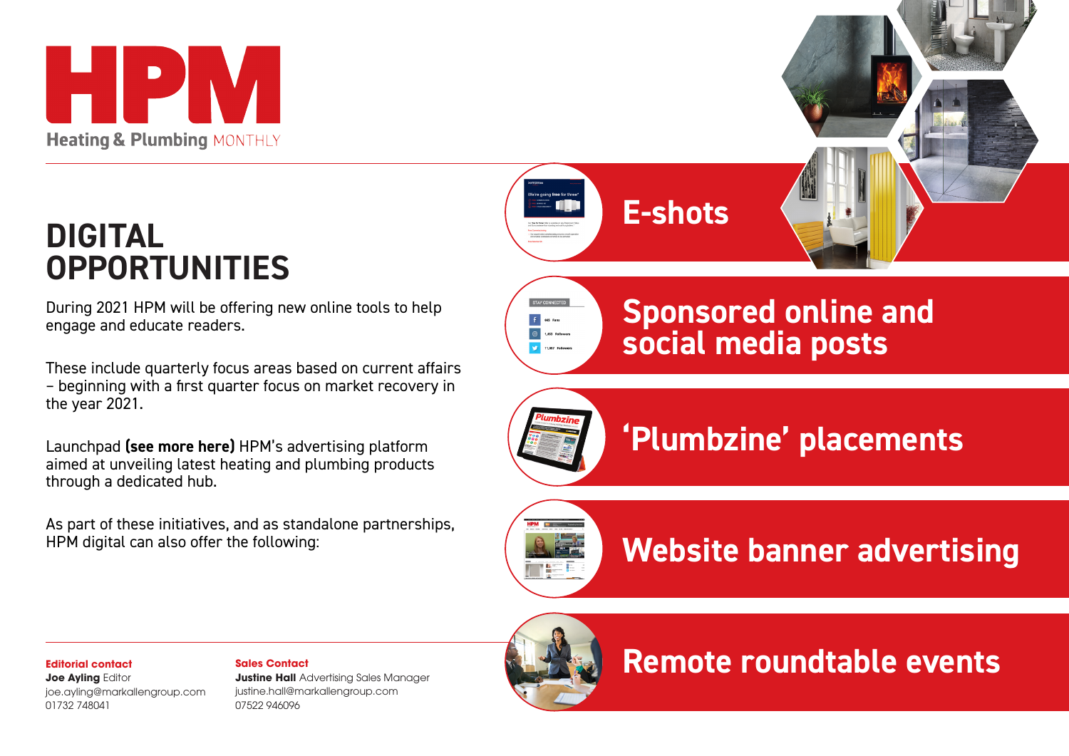# HPM

Heating & Plumbing MONTHLY

## DIGITAL OPPORTUNITIES

During 2021 HPM will be offering new online tools to help engage and educate readers.

These include quarterly focus areas based on current affairs – beginning with a first quarter focus on market recovery in the year 2021.

Launchpad **(see more here)** HPM's advertising platform aimed at unveiling latest heating and plumbing products through a dedicated hub.

As part of these initiatives, and as standalone partnerships, HPM digital can also offer the following:

### E-shots

### Sponsored online and social media posts

### 'Plumbzine' placements

### Website banner advertising

### Remote roundtable events

**Editorial contact**
**Joe Ayling** Editor
joe.ayling@markallengroup.com
01732 748041

**Sales Contact**
**Justine Hall** Advertising Sales Manager
justine.hall@markallengroup.com
07522 946096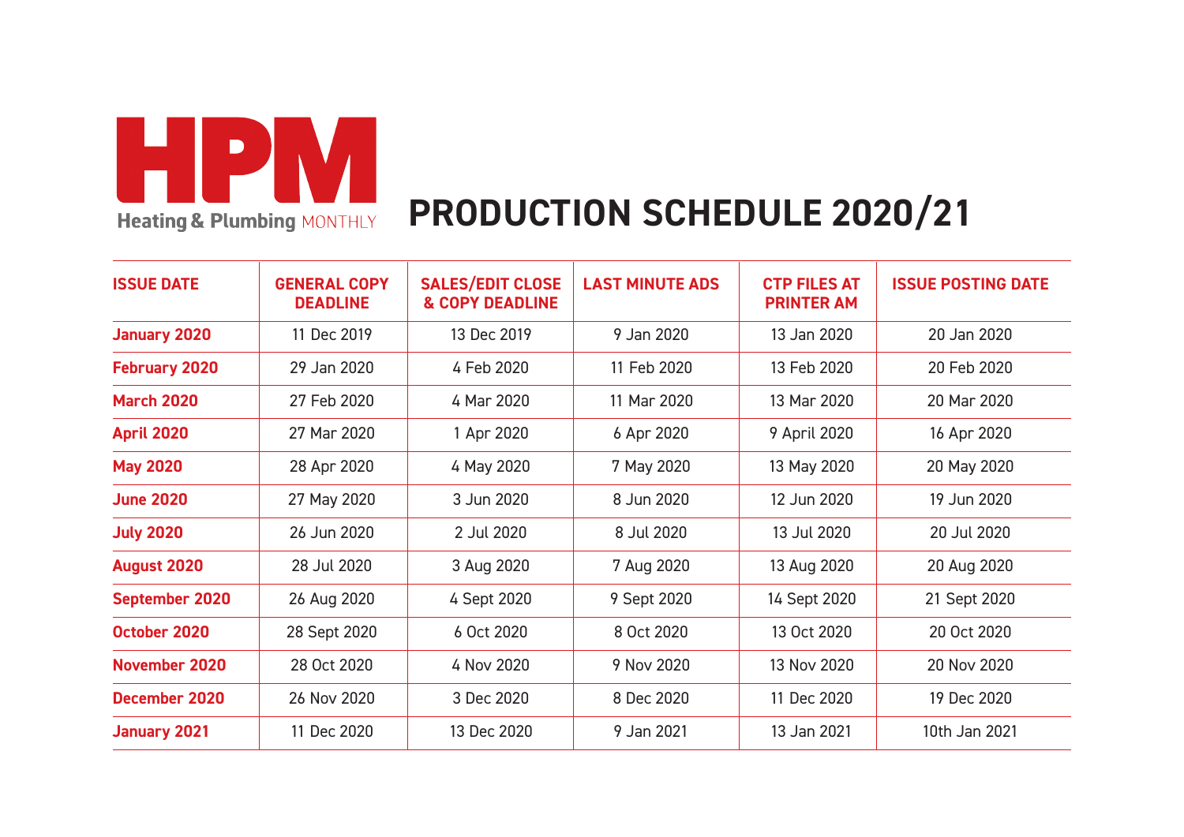HPM

Heating & Plumbing MONTHLY

# PRODUCTION SCHEDULE 2020/21

| ISSUE DATE | GENERAL COPY DEADLINE | SALES/EDIT CLOSE & COPY DEADLINE | LAST MINUTE ADS | CTP FILES AT PRINTER AM | ISSUE POSTING DATE |
|---|---|---|---|---|---|
| **January 2020** | 11 Dec 2019 | 13 Dec 2019 | 9 Jan 2020 | 13 Jan 2020 | 20 Jan 2020 |
| **February 2020** | 29 Jan 2020 | 4 Feb 2020 | 11 Feb 2020 | 13 Feb 2020 | 20 Feb 2020 |
| **March 2020** | 27 Feb 2020 | 4 Mar 2020 | 11 Mar 2020 | 13 Mar 2020 | 20 Mar 2020 |
| **April 2020** | 27 Mar 2020 | 1 Apr 2020 | 6 Apr 2020 | 9 April 2020 | 16 Apr 2020 |
| **May 2020** | 28 Apr 2020 | 4 May 2020 | 7 May 2020 | 13 May 2020 | 20 May 2020 |
| **June 2020** | 27 May 2020 | 3 Jun 2020 | 8 Jun 2020 | 12 Jun 2020 | 19 Jun 2020 |
| **July 2020** | 26 Jun 2020 | 2 Jul 2020 | 8 Jul 2020 | 13 Jul 2020 | 20 Jul 2020 |
| **August 2020** | 28 Jul 2020 | 3 Aug 2020 | 7 Aug 2020 | 13 Aug 2020 | 20 Aug 2020 |
| **September 2020** | 26 Aug 2020 | 4 Sept 2020 | 9 Sept 2020 | 14 Sept 2020 | 21 Sept 2020 |
| **October 2020** | 28 Sept 2020 | 6 Oct 2020 | 8 Oct 2020 | 13 Oct 2020 | 20 Oct 2020 |
| **November 2020** | 28 Oct 2020 | 4 Nov 2020 | 9 Nov 2020 | 13 Nov 2020 | 20 Nov 2020 |
| **December 2020** | 26 Nov 2020 | 3 Dec 2020 | 8 Dec 2020 | 11 Dec 2020 | 19 Dec 2020 |
| **January 2021** | 11 Dec 2020 | 13 Dec 2020 | 9 Jan 2021 | 13 Jan 2021 | 10th Jan 2021 |